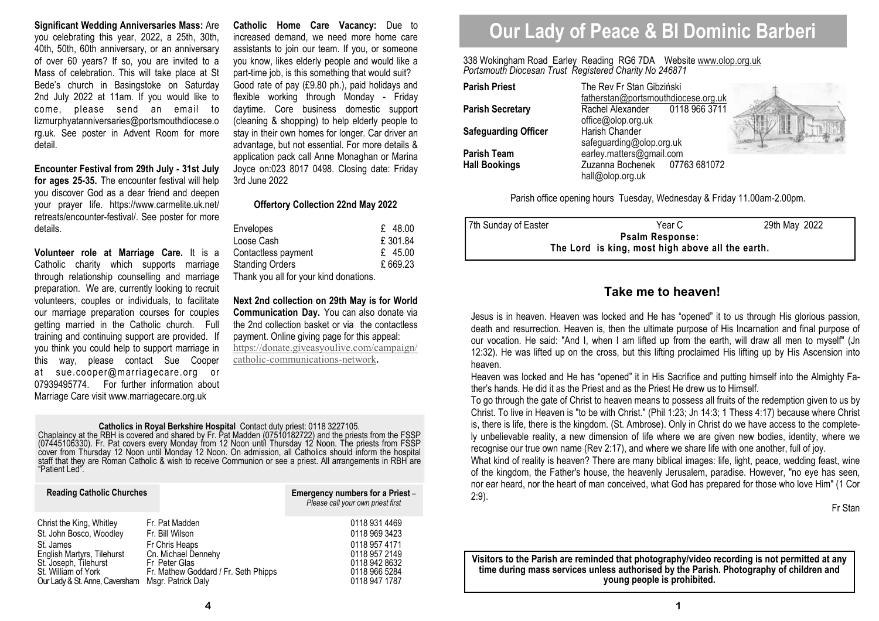**Significant Wedding Anniversaries Mass:** Are you celebrating this year, 2022, a 25th, 30th, 40th, 50th, 60th anniversary, or an anniversary of over 60 years? If so, you are invited to a Mass of celebration. This will take place at St Bede's church in Basingstoke on Saturday 2nd July 2022 at 11am. If you would like to come, please send an email to lizmurphyatanniversaries@portsmouthdiocese.org.uk. See poster in Advent Room for more detail.

**Encounter Festival from 29th July - 31st July for ages 25-35.** The encounter festival will help you discover God as a dear friend and deepen your prayer life. https://www.carmelite.uk.net/retreats/encounter-festival/. See poster for more details.

**Volunteer role at Marriage Care.** It is a Catholic charity which supports marriage through relationship counselling and marriage preparation. We are, currently looking to recruit volunteers, couples or individuals, to facilitate our marriage preparation courses for couples getting married in the Catholic church. Full training and continuing support are provided. If you think you could help to support marriage in this way, please contact Sue Cooper at sue.cooper@marriagecare.org or 07939495774. For further information about Marriage Care visit www.marriagecare.org.uk

**Catholic Home Care Vacancy:** Due to increased demand, we need more home care assistants to join our team. If you, or someone you know, likes elderly people and would like a part-time job, is this something that would suit? Good rate of pay (£9.80 ph.), paid holidays and flexible working through Monday - Friday daytime. Core business domestic support (cleaning & shopping) to help elderly people to stay in their own homes for longer. Car driver an advantage, but not essential. For more details & application pack call Anne Monaghan or Marina Joyce on:023 8017 0498. Closing date: Friday 3rd June 2022

**Offertory Collection 22nd May 2022**

| | |
|---|---|
| Envelopes | £ 48.00 |
| Loose Cash | £ 301.84 |
| Contactless payment | £ 45.00 |
| Standing Orders | £ 669.23 |

Thank you all for your kind donations.

**Next 2nd collection on 29th May is for World Communication Day.** You can also donate via the 2nd collection basket or via the contactless payment. Online giving page for this appeal: https://donate.giveasyoulive.com/campaign/catholic-communications-network**.**

**Catholics in Royal Berkshire Hospital** Contact duty priest: 0118 3227105.
Chaplaincy at the RBH is covered and shared by Fr. Pat Madden (07510182722) and the priests from the FSSP (07445106330). Fr. Pat covers every Monday from 12 Noon until Thursday 12 Noon. The priests from FSSP cover from Thursday 12 Noon until Monday 12 Noon. On admission, all Catholics should inform the hospital staff that they are Roman Catholic & wish to receive Communion or see a priest. All arrangements in RBH are "Patient Led".

| Reading Catholic Churches | | Emergency numbers for a Priest – *Please call your own priest first* |
|---|---|---|
| Christ the King, Whitley | Fr. Pat Madden | 0118 931 4469 |
| St. John Bosco, Woodley | Fr. Bill Wilson | 0118 969 3423 |
| St. James | Fr Chris Heaps | 0118 957 4171 |
| English Martyrs, Tilehurst | Cn. Michael Dennehy | 0118 957 2149 |
| St. Joseph, Tilehurst | Fr Peter Glas | 0118 942 8632 |
| St. William of York | Fr. Mathew Goddard / Fr. Seth Phipps | 0118 966 5284 |
| Our Lady & St. Anne, Caversham | Msgr. Patrick Daly | 0118 947 1787 |

# Our Lady of Peace & Bl Dominic Barberi

338 Wokingham Road Earley Reading RG6 7DA Website www.olop.org.uk
*Portsmouth Diocesan Trust Registered Charity No 246871*

| | |
|---|---|
| **Parish Priest** | The Rev Fr Stan Gibziński fatherstan@portsmouthdiocese.org.uk |
| **Parish Secretary** | Rachel Alexander 0118 966 3711 office@olop.org.uk |
| **Safeguarding Officer** | Harish Chander safeguarding@olop.org.uk |
| **Parish Team** | earley.matters@gmail.com |
| **Hall Bookings** | Zuzanna Bochenek 07763 681072 hall@olop.org.uk |

Parish office opening hours Tuesday, Wednesday & Friday 11.00am-2.00pm.

7th Sunday of Easter — Year C — 29th May 2022

**Psalm Response:**
**The Lord is king, most high above all the earth.**

## Take me to heaven!

Jesus is in heaven. Heaven was locked and He has "opened" it to us through His glorious passion, death and resurrection. Heaven is, then the ultimate purpose of His Incarnation and final purpose of our vocation. He said: "And I, when I am lifted up from the earth, will draw all men to myself" (Jn 12:32). He was lifted up on the cross, but this lifting proclaimed His lifting up by His Ascension into heaven.

Heaven was locked and He has "opened" it in His Sacrifice and putting himself into the Almighty Father's hands. He did it as the Priest and as the Priest He drew us to Himself.

To go through the gate of Christ to heaven means to possess all fruits of the redemption given to us by Christ. To live in Heaven is "to be with Christ." (Phil 1:23; Jn 14:3; 1 Thess 4:17) because where Christ is, there is life, there is the kingdom. (St. Ambrose). Only in Christ do we have access to the completely unbelievable reality, a new dimension of life where we are given new bodies, identity, where we recognise our true own name (Rev 2:17), and where we share life with one another, full of joy.

What kind of reality is heaven? There are many biblical images: life, light, peace, wedding feast, wine of the kingdom, the Father's house, the heavenly Jerusalem, paradise. However, "no eye has seen, nor ear heard, nor the heart of man conceived, what God has prepared for those who love Him" (1 Cor 2:9).

Fr Stan

**Visitors to the Parish are reminded that photography/video recording is not permitted at any time during mass services unless authorised by the Parish. Photography of children and young people is prohibited.**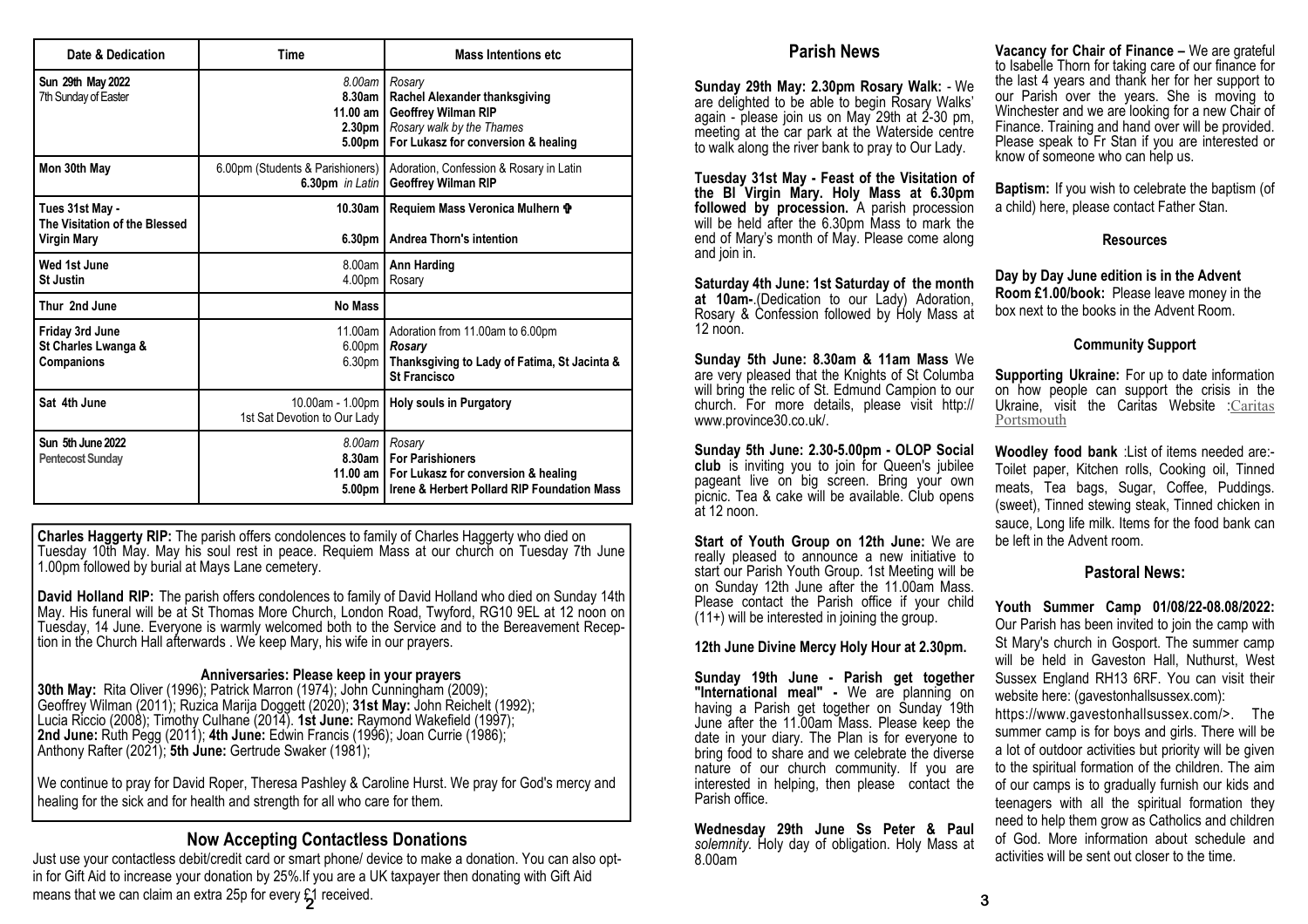| Date & Dedication | Time | Mass Intentions etc |
|---|---|---|
| **Sun 29th May 2022** 7th Sunday of Easter | *8.00am* **8.30am** **11.00 am** **2.30pm** **5.00pm** | *Rosary* **Rachel Alexander thanksgiving** **Geoffrey Wilman RIP** *Rosary walk by the Thames* **For Lukasz for conversion & healing** |
| **Mon 30th May** | 6.00pm (Students & Parishioners) **6.30pm** *in Latin* | Adoration, Confession & Rosary in Latin **Geoffrey Wilman RIP** |
| **Tues 31st May - The Visitation of the Blessed Virgin Mary** | **10.30am** **6.30pm** | **Requiem Mass Veronica Mulhern ✞** **Andrea Thorn's intention** |
| **Wed 1st June** **St Justin** | 8.00am 4.00pm | **Ann Harding** Rosary |
| **Thur 2nd June** | **No Mass** | |
| **Friday 3rd June** **St Charles Lwanga & Companions** | 11.00am 6.00pm 6.30pm | Adoration from 11.00am to 6.00pm *Rosary* **Thanksgiving to Lady of Fatima, St Jacinta & St Francisco** |
| **Sat 4th June** | 10.00am - 1.00pm 1st Sat Devotion to Our Lady | **Holy souls in Purgatory** |
| **Sun 5th June 2022** Pentecost Sunday | *8.00am* **8.30am** **11.00 am** **5.00pm** | *Rosary* **For Parishioners** **For Lukasz for conversion & healing** **Irene & Herbert Pollard RIP Foundation Mass** |

**Charles Haggerty RIP:** The parish offers condolences to family of Charles Haggerty who died on Tuesday 10th May. May his soul rest in peace. Requiem Mass at our church on Tuesday 7th June 1.00pm followed by burial at Mays Lane cemetery.

**David Holland RIP:** The parish offers condolences to family of David Holland who died on Sunday 14th May. His funeral will be at St Thomas More Church, London Road, Twyford, RG10 9EL at 12 noon on Tuesday, 14 June. Everyone is warmly welcomed both to the Service and to the Bereavement Reception in the Church Hall afterwards . We keep Mary, his wife in our prayers.

**Anniversaries: Please keep in your prayers**

**30th May:** Rita Oliver (1996); Patrick Marron (1974); John Cunningham (2009); Geoffrey Wilman (2011); Ruzica Marija Doggett (2020); **31st May:** John Reichelt (1992); Lucia Riccio (2008); Timothy Culhane (2014). **1st June:** Raymond Wakefield (1997); **2nd June:** Ruth Pegg (2011); **4th June:** Edwin Francis (1996); Joan Currie (1986); Anthony Rafter (2021); **5th June:** Gertrude Swaker (1981);

We continue to pray for David Roper, Theresa Pashley & Caroline Hurst. We pray for God's mercy and healing for the sick and for health and strength for all who care for them.

## Now Accepting Contactless Donations

Just use your contactless debit/credit card or smart phone/ device to make a donation. You can also opt-in for Gift Aid to increase your donation by 25%.If you are a UK taxpayer then donating with Gift Aid means that we can claim an extra 25p for every £1 received.

## Parish News

**Sunday 29th May: 2.30pm Rosary Walk:** - We are delighted to be able to begin Rosary Walks' again - please join us on May 29th at 2-30 pm, meeting at the car park at the Waterside centre to walk along the river bank to pray to Our Lady.

**Tuesday 31st May - Feast of the Visitation of the Bl Virgin Mary. Holy Mass at 6.30pm followed by procession.** A parish procession will be held after the 6.30pm Mass to mark the end of Mary's month of May. Please come along and join in.

**Saturday 4th June: 1st Saturday of the month at 10am-**.(Dedication to our Lady) Adoration, Rosary & Confession followed by Holy Mass at 12 noon.

**Sunday 5th June: 8.30am & 11am Mass** We are very pleased that the Knights of St Columba will bring the relic of St. Edmund Campion to our church. For more details, please visit http://www.province30.co.uk/.

**Sunday 5th June: 2.30-5.00pm - OLOP Social club** is inviting you to join for Queen's jubilee pageant live on big screen. Bring your own picnic. Tea & cake will be available. Club opens at 12 noon.

**Start of Youth Group on 12th June:** We are really pleased to announce a new initiative to start our Parish Youth Group. 1st Meeting will be on Sunday 12th June after the 11.00am Mass. Please contact the Parish office if your child (11+) will be interested in joining the group.

**12th June Divine Mercy Holy Hour at 2.30pm.**

**Sunday 19th June - Parish get together "International meal" -** We are planning on having a Parish get together on Sunday 19th June after the 11.00am Mass. Please keep the date in your diary. The Plan is for everyone to bring food to share and we celebrate the diverse nature of our church community. If you are interested in helping, then please contact the Parish office.

**Wednesday 29th June Ss Peter & Paul** *solemnity*. Holy day of obligation. Holy Mass at 8.00am

**Vacancy for Chair of Finance –** We are grateful to Isabelle Thorn for taking care of our finance for the last 4 years and thank her for her support to our Parish over the years. She is moving to Winchester and we are looking for a new Chair of Finance. Training and hand over will be provided. Please speak to Fr Stan if you are interested or know of someone who can help us.

**Baptism:** If you wish to celebrate the baptism (of a child) here, please contact Father Stan.

### Resources

**Day by Day June edition is in the Advent Room £1.00/book:** Please leave money in the box next to the books in the Advent Room.

### Community Support

**Supporting Ukraine:** For up to date information on how people can support the crisis in the Ukraine, visit the Caritas Website :Caritas Portsmouth

**Woodley food bank** :List of items needed are:- Toilet paper, Kitchen rolls, Cooking oil, Tinned meats, Tea bags, Sugar, Coffee, Puddings. (sweet), Tinned stewing steak, Tinned chicken in sauce, Long life milk. Items for the food bank can be left in the Advent room.

### Pastoral News:

**Youth Summer Camp 01/08/22-08.08/2022:** Our Parish has been invited to join the camp with St Mary's church in Gosport. The summer camp will be held in Gaveston Hall, Nuthurst, West Sussex England RH13 6RF. You can visit their website here: (gavestonhallsussex.com): https://www.gavestonhallsussex.com/>. The summer camp is for boys and girls. There will be a lot of outdoor activities but priority will be given to the spiritual formation of the children. The aim of our camps is to gradually furnish our kids and teenagers with all the spiritual formation they need to help them grow as Catholics and children of God. More information about schedule and activities will be sent out closer to the time.